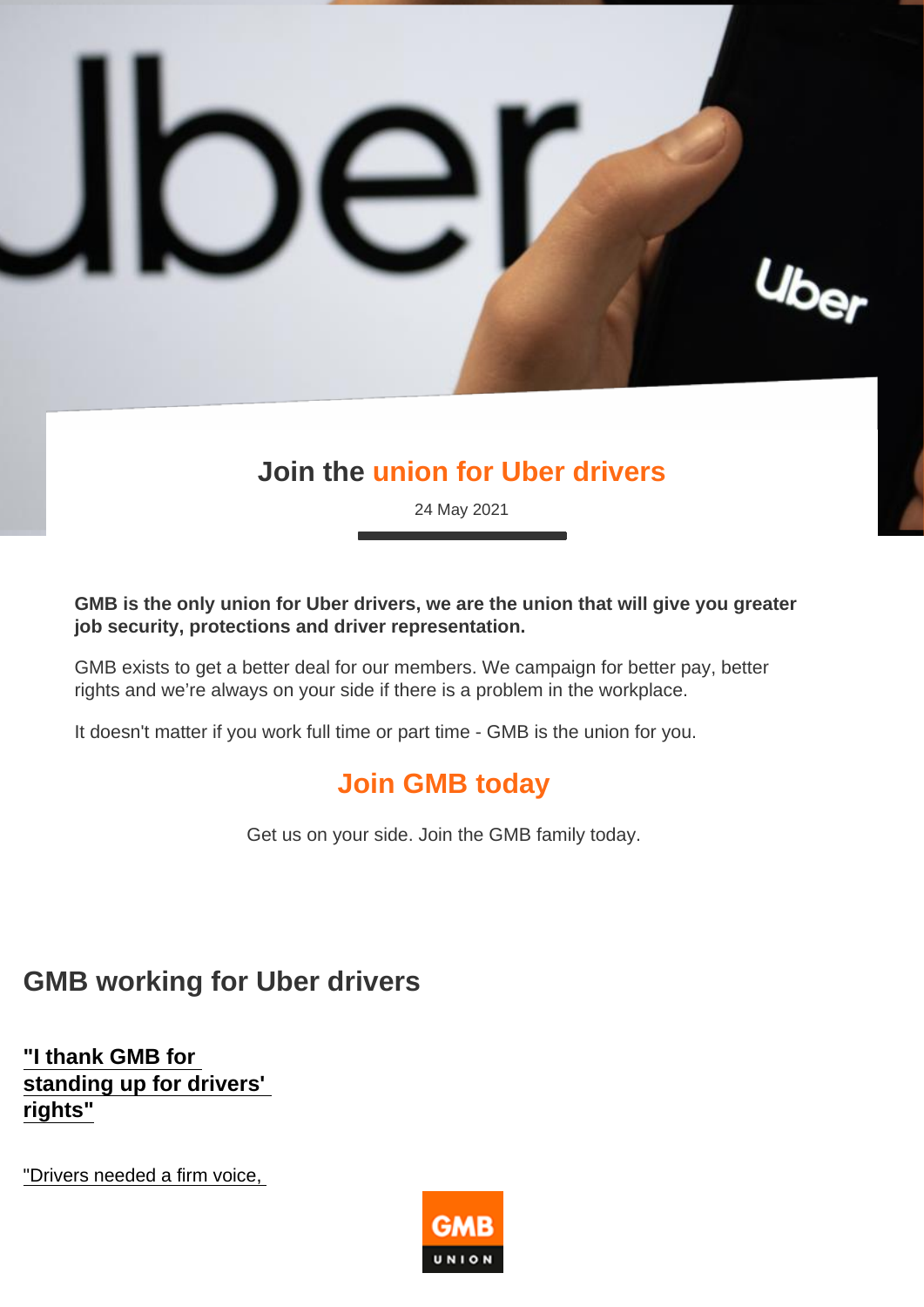# Join the union for Uber drivers

24 May 2021

**GMB is the only union for Uber drivers, we are the union that will give you greater job security, protections and driver representation.**

GMB exists to get a better deal for our members. We campaign for better pay, better rights and we're always on your side if there is a problem in the workplace.

It doesn't matter if you work full time or part time - GMB is the union for you.

## Join GMB today

Get us on your side. Join the GMB family today.

## GMB working for Uber drivers

**"I thank GMB for standing up for drivers' rights"**

"Drivers needed a firm voice,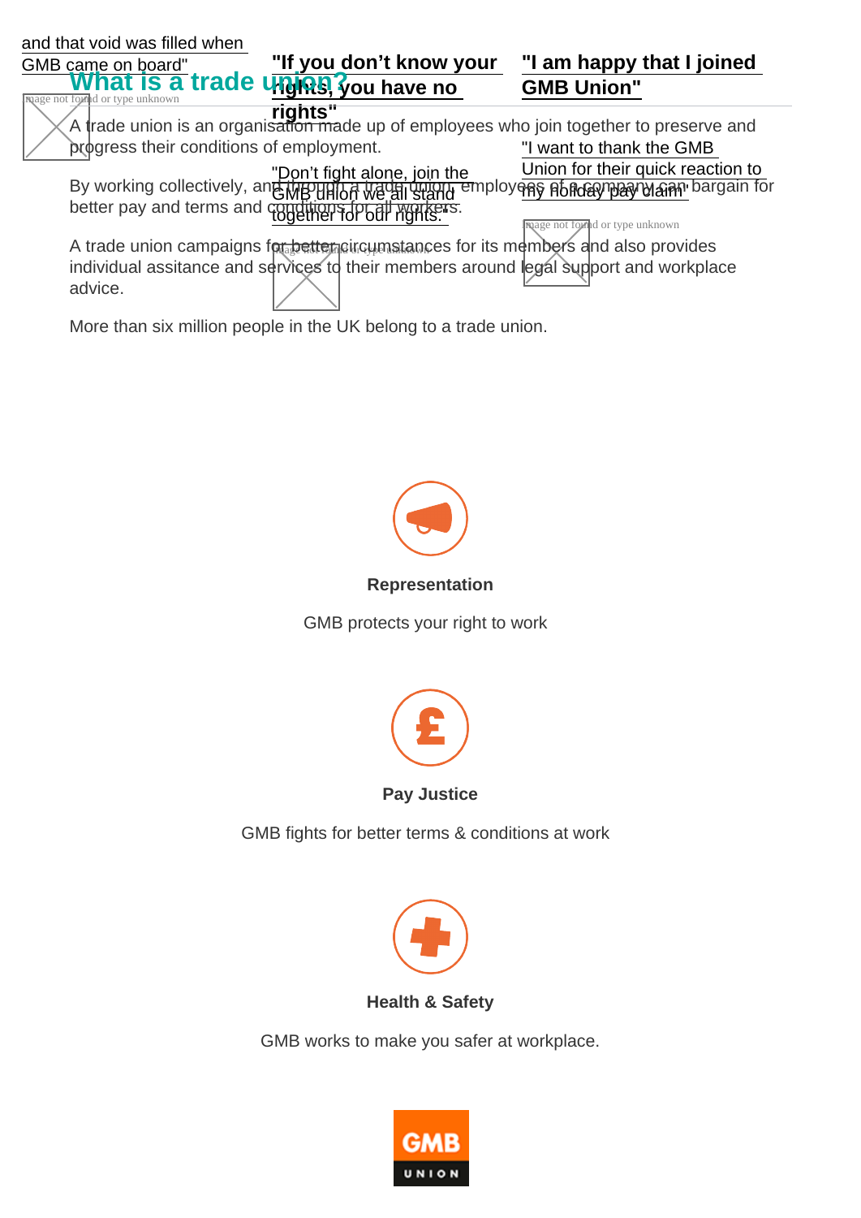and that void was filled when GMB came on board"

"If you don't know your rights, you have no rights"

"Don't fight alone, join the GMB union we all stand together for our rights."

"I am happy that I joined GMB Union"

"I want to thank the GMB Union for their quick reaction to my holiday pay claim"

## What is a trade union?

A trade union is an organisation made up of employees who join together to preserve and progress their conditions of employment.

By working collectively, and through a trade union, employees of a company can bargain for better pay and terms and conditions for all workers.

A trade union campaigns for better circumstances for its members and also provides individual assitance and services to their members around legal support and workplace advice.

More than six million people in the UK belong to a trade union.

**Representation**

GMB protects your right to work

**Pay Justice**

GMB fights for better terms & conditions at work

**Health & Safety**

GMB works to make you safer at workplace.

GMB UNION